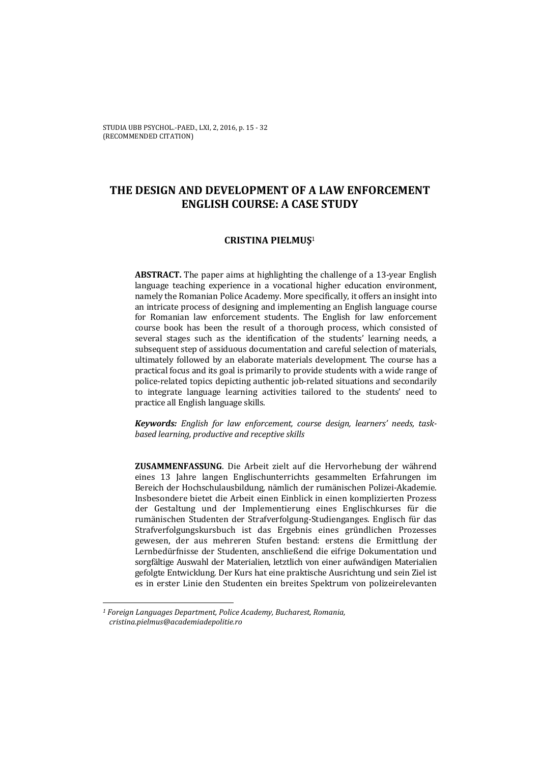# THE DESIGN AND DEVELOPMENT OF A LAW ENFORCEMENT ENGLISH COURSE: A CASE STUDY

**CRISTINA PIELMUŞ**[1]

**ABSTRACT.** The paper aims at highlighting the challenge of a 13-year English language teaching experience in a vocational higher education environment, namely the Romanian Police Academy. More specifically, it offers an insight into an intricate process of designing and implementing an English language course for Romanian law enforcement students. The English for law enforcement course book has been the result of a thorough process, which consisted of several stages such as the identification of the students' learning needs, a subsequent step of assiduous documentation and careful selection of materials, ultimately followed by an elaborate materials development. The course has a practical focus and its goal is primarily to provide students with a wide range of police-related topics depicting authentic job-related situations and secondarily to integrate language learning activities tailored to the students' need to practice all English language skills.

***Keywords:*** *English for law enforcement, course design, learners' needs, task-based learning, productive and receptive skills*

**ZUSAMMENFASSUNG**. Die Arbeit zielt auf die Hervorhebung der während eines 13 Jahre langen Englischunterrichts gesammelten Erfahrungen im Bereich der Hochschulausbildung, nämlich der rumänischen Polizei-Akademie. Insbesondere bietet die Arbeit einen Einblick in einen komplizierten Prozess der Gestaltung und der Implementierung eines Englischkurses für die rumänischen Studenten der Strafverfolgung-Studienganges. Englisch für das Strafverfolgungskursbuch ist das Ergebnis eines gründlichen Prozesses gewesen, der aus mehreren Stufen bestand: erstens die Ermittlung der Lernbedürfnisse der Studenten, anschließend die eifrige Dokumentation und sorgfältige Auswahl der Materialien, letztlich von einer aufwändigen Materialien gefolgte Entwicklung. Der Kurs hat eine praktische Ausrichtung und sein Ziel ist es in erster Linie den Studenten ein breites Spektrum von polizeirelevanten

---

[1] *Foreign Languages Department, Police Academy, Bucharest, Romania, cristina.pielmus@academiadepolitie.ro*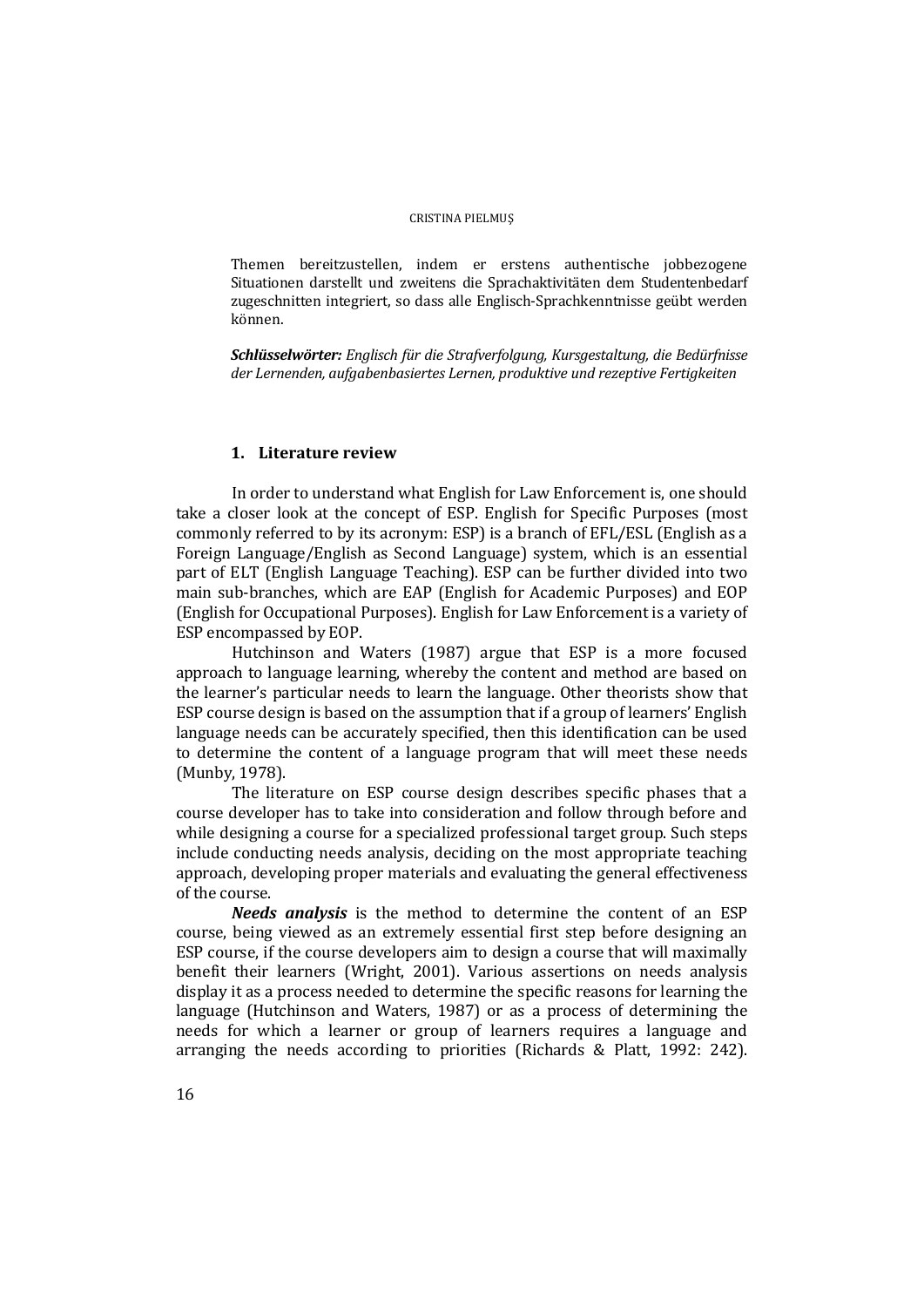Themen bereitzustellen, indem er erstens authentische jobbezogene Situationen darstellt und zweitens die Sprachaktivitäten dem Studentenbedarf zugeschnitten integriert, so dass alle Englisch-Sprachkenntnisse geübt werden können.

***Schlüsselwörter:*** *Englisch für die Strafverfolgung, Kursgestaltung, die Bedürfnisse der Lernenden, aufgabenbasiertes Lernen, produktive und rezeptive Fertigkeiten*

## 1. Literature review

In order to understand what English for Law Enforcement is, one should take a closer look at the concept of ESP. English for Specific Purposes (most commonly referred to by its acronym: ESP) is a branch of EFL/ESL (English as a Foreign Language/English as Second Language) system, which is an essential part of ELT (English Language Teaching). ESP can be further divided into two main sub-branches, which are EAP (English for Academic Purposes) and EOP (English for Occupational Purposes). English for Law Enforcement is a variety of ESP encompassed by EOP.

Hutchinson and Waters (1987) argue that ESP is a more focused approach to language learning, whereby the content and method are based on the learner's particular needs to learn the language. Other theorists show that ESP course design is based on the assumption that if a group of learners' English language needs can be accurately specified, then this identification can be used to determine the content of a language program that will meet these needs (Munby, 1978).

The literature on ESP course design describes specific phases that a course developer has to take into consideration and follow through before and while designing a course for a specialized professional target group. Such steps include conducting needs analysis, deciding on the most appropriate teaching approach, developing proper materials and evaluating the general effectiveness of the course.

***Needs analysis*** is the method to determine the content of an ESP course, being viewed as an extremely essential first step before designing an ESP course, if the course developers aim to design a course that will maximally benefit their learners (Wright, 2001). Various assertions on needs analysis display it as a process needed to determine the specific reasons for learning the language (Hutchinson and Waters, 1987) or as a process of determining the needs for which a learner or group of learners requires a language and arranging the needs according to priorities (Richards & Platt, 1992: 242).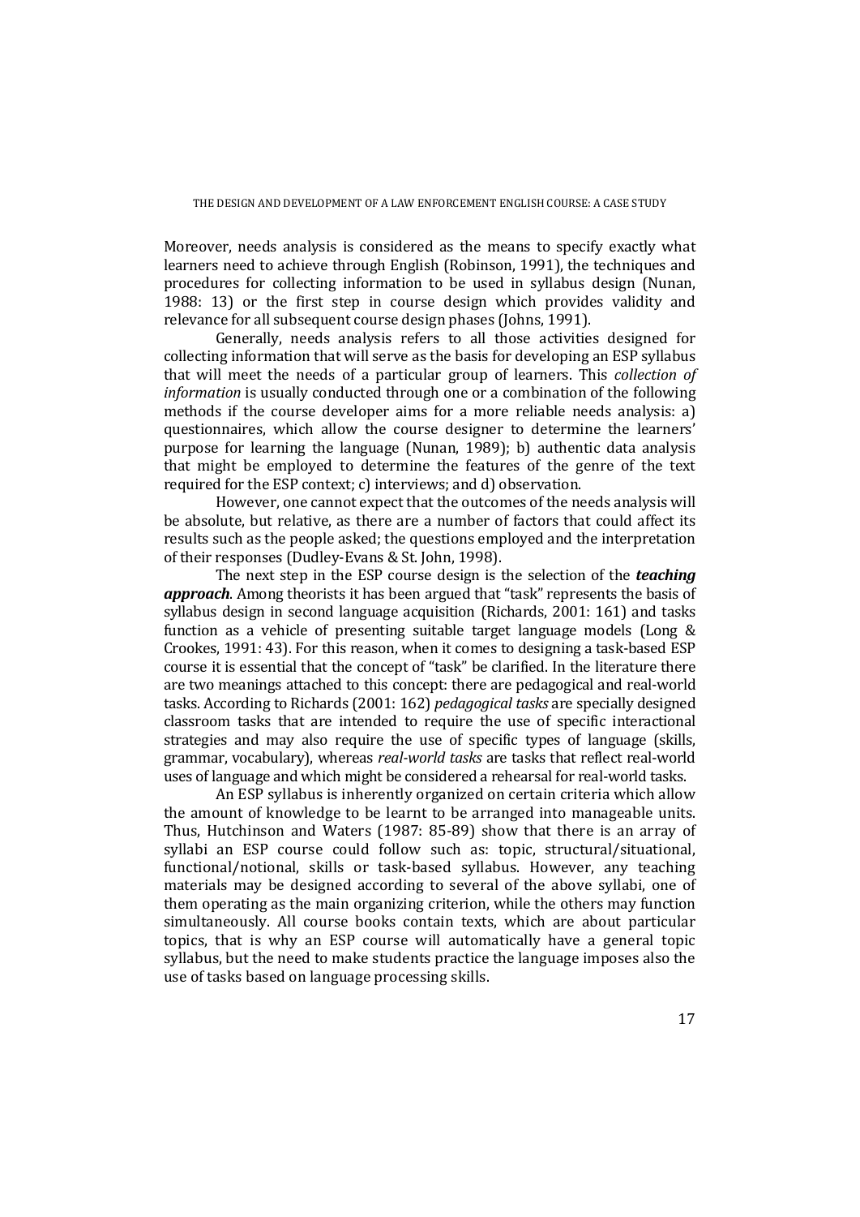Moreover, needs analysis is considered as the means to specify exactly what learners need to achieve through English (Robinson, 1991), the techniques and procedures for collecting information to be used in syllabus design (Nunan, 1988: 13) or the first step in course design which provides validity and relevance for all subsequent course design phases (Johns, 1991).

Generally, needs analysis refers to all those activities designed for collecting information that will serve as the basis for developing an ESP syllabus that will meet the needs of a particular group of learners. This *collection of information* is usually conducted through one or a combination of the following methods if the course developer aims for a more reliable needs analysis: a) questionnaires, which allow the course designer to determine the learners' purpose for learning the language (Nunan, 1989); b) authentic data analysis that might be employed to determine the features of the genre of the text required for the ESP context; c) interviews; and d) observation.

However, one cannot expect that the outcomes of the needs analysis will be absolute, but relative, as there are a number of factors that could affect its results such as the people asked; the questions employed and the interpretation of their responses (Dudley-Evans & St. John, 1998).

The next step in the ESP course design is the selection of the ***teaching approach***. Among theorists it has been argued that "task" represents the basis of syllabus design in second language acquisition (Richards, 2001: 161) and tasks function as a vehicle of presenting suitable target language models (Long & Crookes, 1991: 43). For this reason, when it comes to designing a task-based ESP course it is essential that the concept of "task" be clarified. In the literature there are two meanings attached to this concept: there are pedagogical and real-world tasks. According to Richards (2001: 162) *pedagogical tasks* are specially designed classroom tasks that are intended to require the use of specific interactional strategies and may also require the use of specific types of language (skills, grammar, vocabulary), whereas *real-world tasks* are tasks that reflect real-world uses of language and which might be considered a rehearsal for real-world tasks.

An ESP syllabus is inherently organized on certain criteria which allow the amount of knowledge to be learnt to be arranged into manageable units. Thus, Hutchinson and Waters (1987: 85-89) show that there is an array of syllabi an ESP course could follow such as: topic, structural/situational, functional/notional, skills or task-based syllabus. However, any teaching materials may be designed according to several of the above syllabi, one of them operating as the main organizing criterion, while the others may function simultaneously. All course books contain texts, which are about particular topics, that is why an ESP course will automatically have a general topic syllabus, but the need to make students practice the language imposes also the use of tasks based on language processing skills.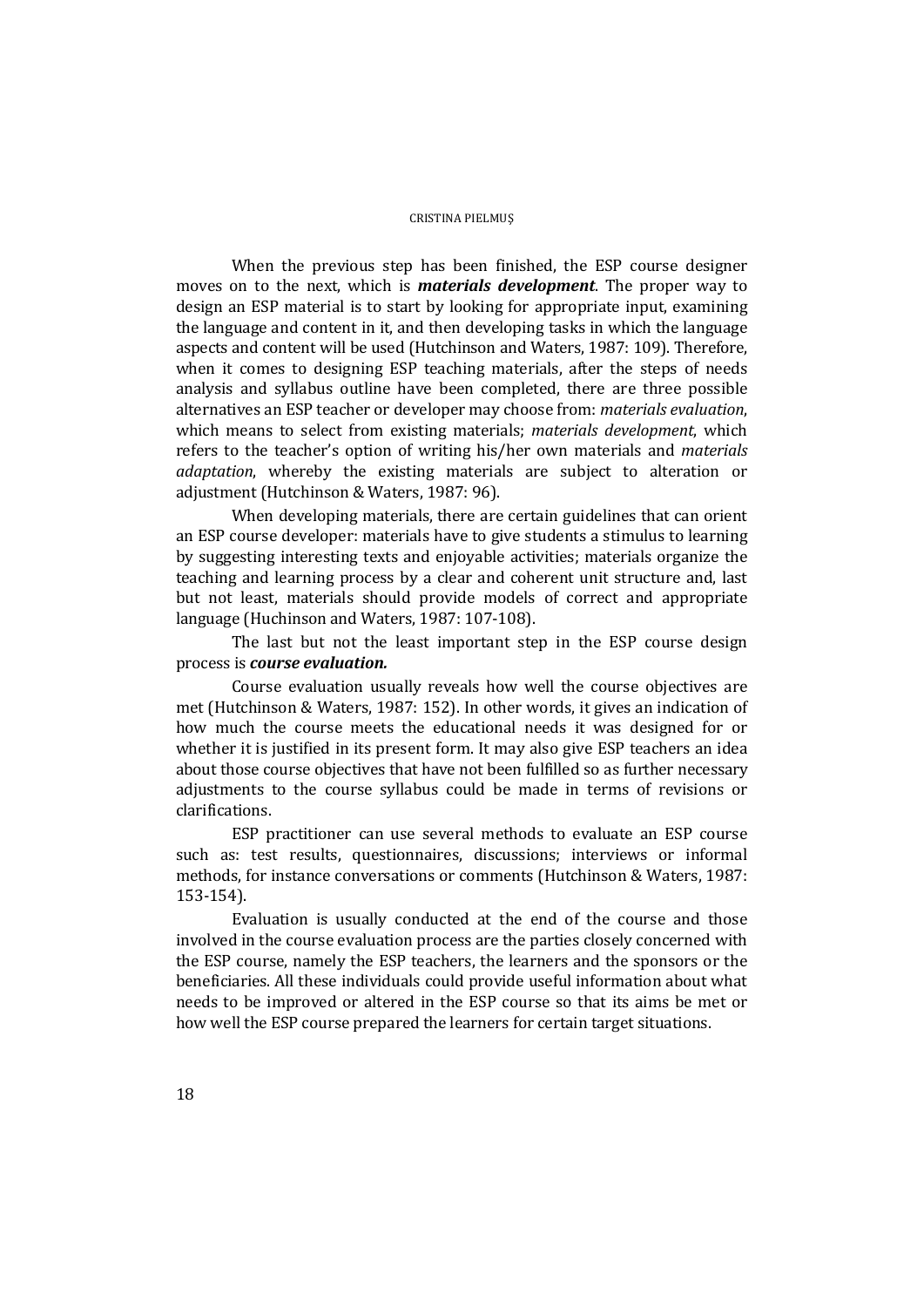When the previous step has been finished, the ESP course designer moves on to the next, which is ***materials development***. The proper way to design an ESP material is to start by looking for appropriate input, examining the language and content in it, and then developing tasks in which the language aspects and content will be used (Hutchinson and Waters, 1987: 109). Therefore, when it comes to designing ESP teaching materials, after the steps of needs analysis and syllabus outline have been completed, there are three possible alternatives an ESP teacher or developer may choose from: *materials evaluation*, which means to select from existing materials; *materials development*, which refers to the teacher's option of writing his/her own materials and *materials adaptation*, whereby the existing materials are subject to alteration or adjustment (Hutchinson & Waters, 1987: 96).

When developing materials, there are certain guidelines that can orient an ESP course developer: materials have to give students a stimulus to learning by suggesting interesting texts and enjoyable activities; materials organize the teaching and learning process by a clear and coherent unit structure and, last but not least, materials should provide models of correct and appropriate language (Huchinson and Waters, 1987: 107-108).

The last but not the least important step in the ESP course design process is ***course evaluation.***

Course evaluation usually reveals how well the course objectives are met (Hutchinson & Waters, 1987: 152). In other words, it gives an indication of how much the course meets the educational needs it was designed for or whether it is justified in its present form. It may also give ESP teachers an idea about those course objectives that have not been fulfilled so as further necessary adjustments to the course syllabus could be made in terms of revisions or clarifications.

ESP practitioner can use several methods to evaluate an ESP course such as: test results, questionnaires, discussions; interviews or informal methods, for instance conversations or comments (Hutchinson & Waters, 1987: 153-154).

Evaluation is usually conducted at the end of the course and those involved in the course evaluation process are the parties closely concerned with the ESP course, namely the ESP teachers, the learners and the sponsors or the beneficiaries. All these individuals could provide useful information about what needs to be improved or altered in the ESP course so that its aims be met or how well the ESP course prepared the learners for certain target situations.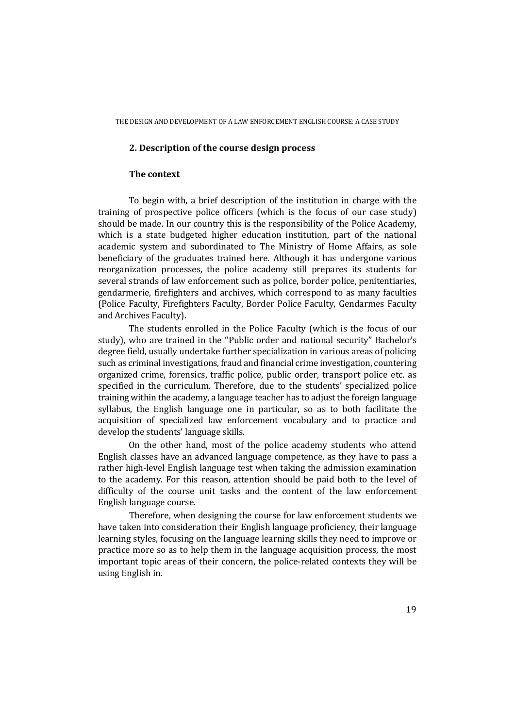## 2. Description of the course design process

### The context

To begin with, a brief description of the institution in charge with the training of prospective police officers (which is the focus of our case study) should be made. In our country this is the responsibility of the Police Academy, which is a state budgeted higher education institution, part of the national academic system and subordinated to The Ministry of Home Affairs, as sole beneficiary of the graduates trained here. Although it has undergone various reorganization processes, the police academy still prepares its students for several strands of law enforcement such as police, border police, penitentiaries, gendarmerie, firefighters and archives, which correspond to as many faculties (Police Faculty, Firefighters Faculty, Border Police Faculty, Gendarmes Faculty and Archives Faculty).

The students enrolled in the Police Faculty (which is the focus of our study), who are trained in the "Public order and national security" Bachelor's degree field, usually undertake further specialization in various areas of policing such as criminal investigations, fraud and financial crime investigation, countering organized crime, forensics, traffic police, public order, transport police etc. as specified in the curriculum. Therefore, due to the students' specialized police training within the academy, a language teacher has to adjust the foreign language syllabus, the English language one in particular, so as to both facilitate the acquisition of specialized law enforcement vocabulary and to practice and develop the students' language skills.

On the other hand, most of the police academy students who attend English classes have an advanced language competence, as they have to pass a rather high-level English language test when taking the admission examination to the academy. For this reason, attention should be paid both to the level of difficulty of the course unit tasks and the content of the law enforcement English language course.

Therefore, when designing the course for law enforcement students we have taken into consideration their English language proficiency, their language learning styles, focusing on the language learning skills they need to improve or practice more so as to help them in the language acquisition process, the most important topic areas of their concern, the police-related contexts they will be using English in.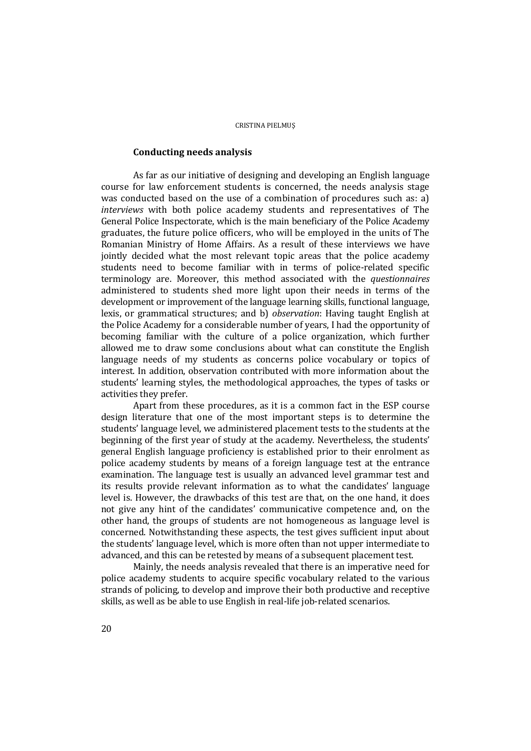## Conducting needs analysis

As far as our initiative of designing and developing an English language course for law enforcement students is concerned, the needs analysis stage was conducted based on the use of a combination of procedures such as: a) *interviews* with both police academy students and representatives of The General Police Inspectorate, which is the main beneficiary of the Police Academy graduates, the future police officers, who will be employed in the units of The Romanian Ministry of Home Affairs. As a result of these interviews we have jointly decided what the most relevant topic areas that the police academy students need to become familiar with in terms of police-related specific terminology are. Moreover, this method associated with the *questionnaires* administered to students shed more light upon their needs in terms of the development or improvement of the language learning skills, functional language, lexis, or grammatical structures; and b) *observation*: Having taught English at the Police Academy for a considerable number of years, I had the opportunity of becoming familiar with the culture of a police organization, which further allowed me to draw some conclusions about what can constitute the English language needs of my students as concerns police vocabulary or topics of interest. In addition, observation contributed with more information about the students' learning styles, the methodological approaches, the types of tasks or activities they prefer.

Apart from these procedures, as it is a common fact in the ESP course design literature that one of the most important steps is to determine the students' language level, we administered placement tests to the students at the beginning of the first year of study at the academy. Nevertheless, the students' general English language proficiency is established prior to their enrolment as police academy students by means of a foreign language test at the entrance examination. The language test is usually an advanced level grammar test and its results provide relevant information as to what the candidates' language level is. However, the drawbacks of this test are that, on the one hand, it does not give any hint of the candidates' communicative competence and, on the other hand, the groups of students are not homogeneous as language level is concerned. Notwithstanding these aspects, the test gives sufficient input about the students' language level, which is more often than not upper intermediate to advanced, and this can be retested by means of a subsequent placement test.

Mainly, the needs analysis revealed that there is an imperative need for police academy students to acquire specific vocabulary related to the various strands of policing, to develop and improve their both productive and receptive skills, as well as be able to use English in real-life job-related scenarios.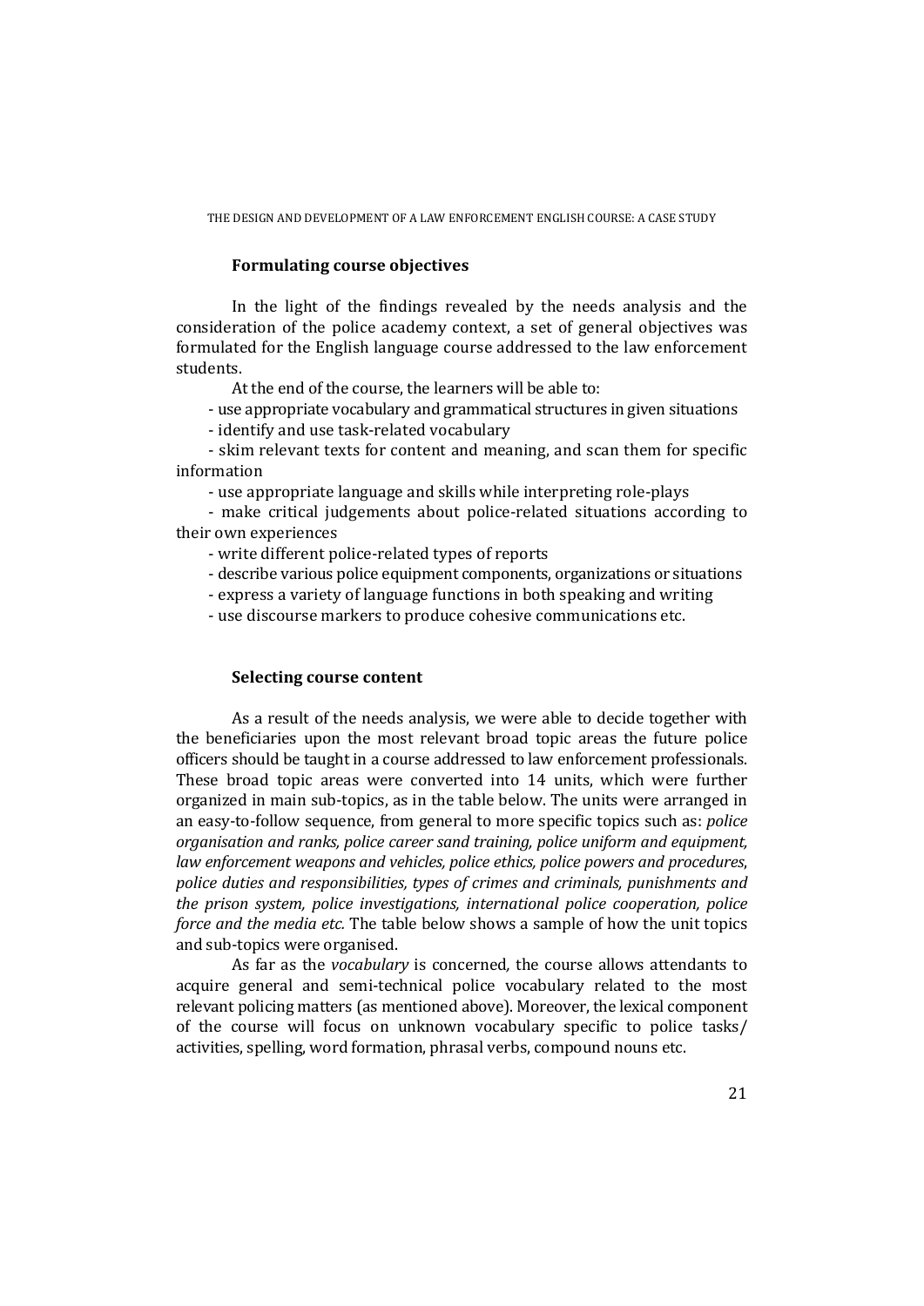### Formulating course objectives

In the light of the findings revealed by the needs analysis and the consideration of the police academy context, a set of general objectives was formulated for the English language course addressed to the law enforcement students.

At the end of the course, the learners will be able to:

- use appropriate vocabulary and grammatical structures in given situations
- identify and use task-related vocabulary
- skim relevant texts for content and meaning, and scan them for specific information
- use appropriate language and skills while interpreting role-plays
- make critical judgements about police-related situations according to their own experiences
- write different police-related types of reports
- describe various police equipment components, organizations or situations
- express a variety of language functions in both speaking and writing
- use discourse markers to produce cohesive communications etc.

### Selecting course content

As a result of the needs analysis, we were able to decide together with the beneficiaries upon the most relevant broad topic areas the future police officers should be taught in a course addressed to law enforcement professionals. These broad topic areas were converted into 14 units, which were further organized in main sub-topics, as in the table below. The units were arranged in an easy-to-follow sequence, from general to more specific topics such as: *police organisation and ranks, police career sand training, police uniform and equipment, law enforcement weapons and vehicles, police ethics, police powers and procedures, police duties and responsibilities, types of crimes and criminals, punishments and the prison system, police investigations, international police cooperation, police force and the media etc.* The table below shows a sample of how the unit topics and sub-topics were organised.

As far as the *vocabulary* is concerned*,* the course allows attendants to acquire general and semi-technical police vocabulary related to the most relevant policing matters (as mentioned above). Moreover, the lexical component of the course will focus on unknown vocabulary specific to police tasks/ activities, spelling, word formation, phrasal verbs, compound nouns etc.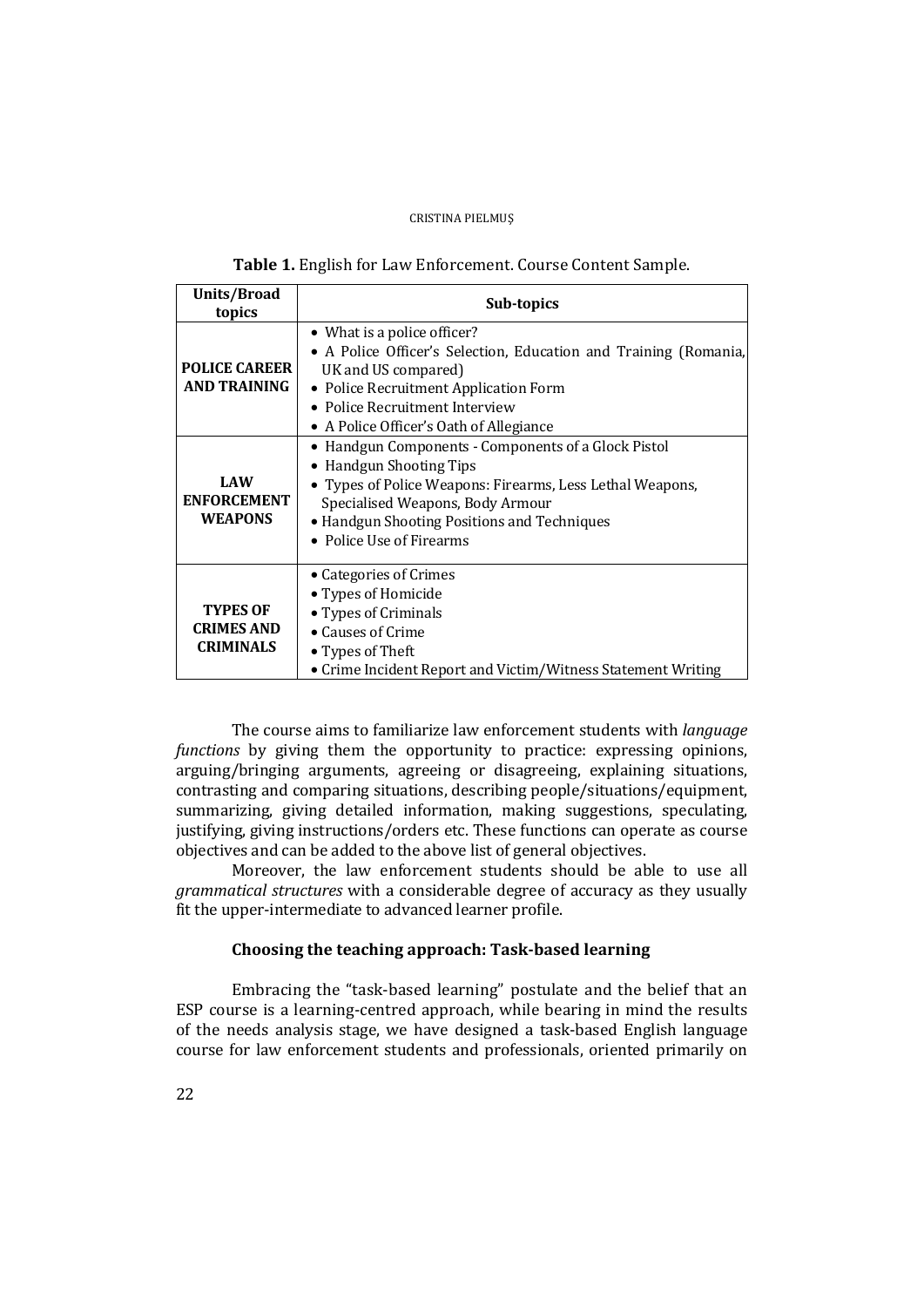**Table 1.** English for Law Enforcement. Course Content Sample.

| Units/Broad topics | Sub-topics |
|---|---|
| **POLICE CAREER AND TRAINING** | • What is a police officer?<br>• A Police Officer's Selection, Education and Training (Romania, UK and US compared)<br>• Police Recruitment Application Form<br>• Police Recruitment Interview<br>• A Police Officer's Oath of Allegiance |
| **LAW ENFORCEMENT WEAPONS** | • Handgun Components - Components of a Glock Pistol<br>• Handgun Shooting Tips<br>• Types of Police Weapons: Firearms, Less Lethal Weapons, Specialised Weapons, Body Armour<br>• Handgun Shooting Positions and Techniques<br>• Police Use of Firearms |
| **TYPES OF CRIMES AND CRIMINALS** | • Categories of Crimes<br>• Types of Homicide<br>• Types of Criminals<br>• Causes of Crime<br>• Types of Theft<br>• Crime Incident Report and Victim/Witness Statement Writing |

The course aims to familiarize law enforcement students with *language functions* by giving them the opportunity to practice: expressing opinions, arguing/bringing arguments, agreeing or disagreeing, explaining situations, contrasting and comparing situations, describing people/situations/equipment, summarizing, giving detailed information, making suggestions, speculating, justifying, giving instructions/orders etc. These functions can operate as course objectives and can be added to the above list of general objectives.

Moreover, the law enforcement students should be able to use all *grammatical structures* with a considerable degree of accuracy as they usually fit the upper-intermediate to advanced learner profile.

### Choosing the teaching approach: Task-based learning

Embracing the "task-based learning" postulate and the belief that an ESP course is a learning-centred approach, while bearing in mind the results of the needs analysis stage, we have designed a task-based English language course for law enforcement students and professionals, oriented primarily on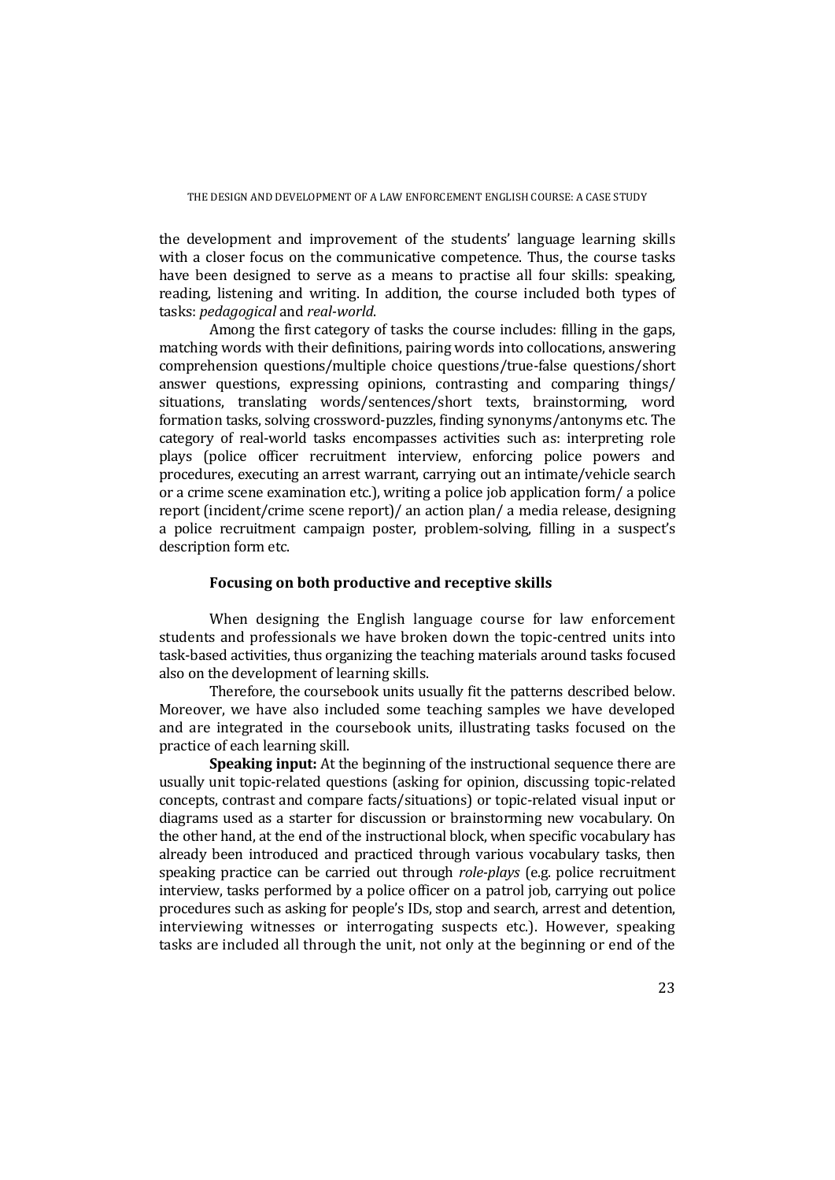the development and improvement of the students' language learning skills with a closer focus on the communicative competence. Thus, the course tasks have been designed to serve as a means to practise all four skills: speaking, reading, listening and writing. In addition, the course included both types of tasks: *pedagogical* and *real-world*.

Among the first category of tasks the course includes: filling in the gaps, matching words with their definitions, pairing words into collocations, answering comprehension questions/multiple choice questions/true-false questions/short answer questions, expressing opinions, contrasting and comparing things/ situations, translating words/sentences/short texts, brainstorming, word formation tasks, solving crossword-puzzles, finding synonyms/antonyms etc. The category of real-world tasks encompasses activities such as: interpreting role plays (police officer recruitment interview, enforcing police powers and procedures, executing an arrest warrant, carrying out an intimate/vehicle search or a crime scene examination etc.), writing a police job application form/ a police report (incident/crime scene report)/ an action plan/ a media release, designing a police recruitment campaign poster, problem-solving, filling in a suspect's description form etc.

### Focusing on both productive and receptive skills

When designing the English language course for law enforcement students and professionals we have broken down the topic-centred units into task-based activities, thus organizing the teaching materials around tasks focused also on the development of learning skills.

Therefore, the coursebook units usually fit the patterns described below. Moreover, we have also included some teaching samples we have developed and are integrated in the coursebook units, illustrating tasks focused on the practice of each learning skill.

**Speaking input:** At the beginning of the instructional sequence there are usually unit topic-related questions (asking for opinion, discussing topic-related concepts, contrast and compare facts/situations) or topic-related visual input or diagrams used as a starter for discussion or brainstorming new vocabulary. On the other hand, at the end of the instructional block, when specific vocabulary has already been introduced and practiced through various vocabulary tasks, then speaking practice can be carried out through *role-plays* (e.g. police recruitment interview, tasks performed by a police officer on a patrol job, carrying out police procedures such as asking for people's IDs, stop and search, arrest and detention, interviewing witnesses or interrogating suspects etc.). However, speaking tasks are included all through the unit, not only at the beginning or end of the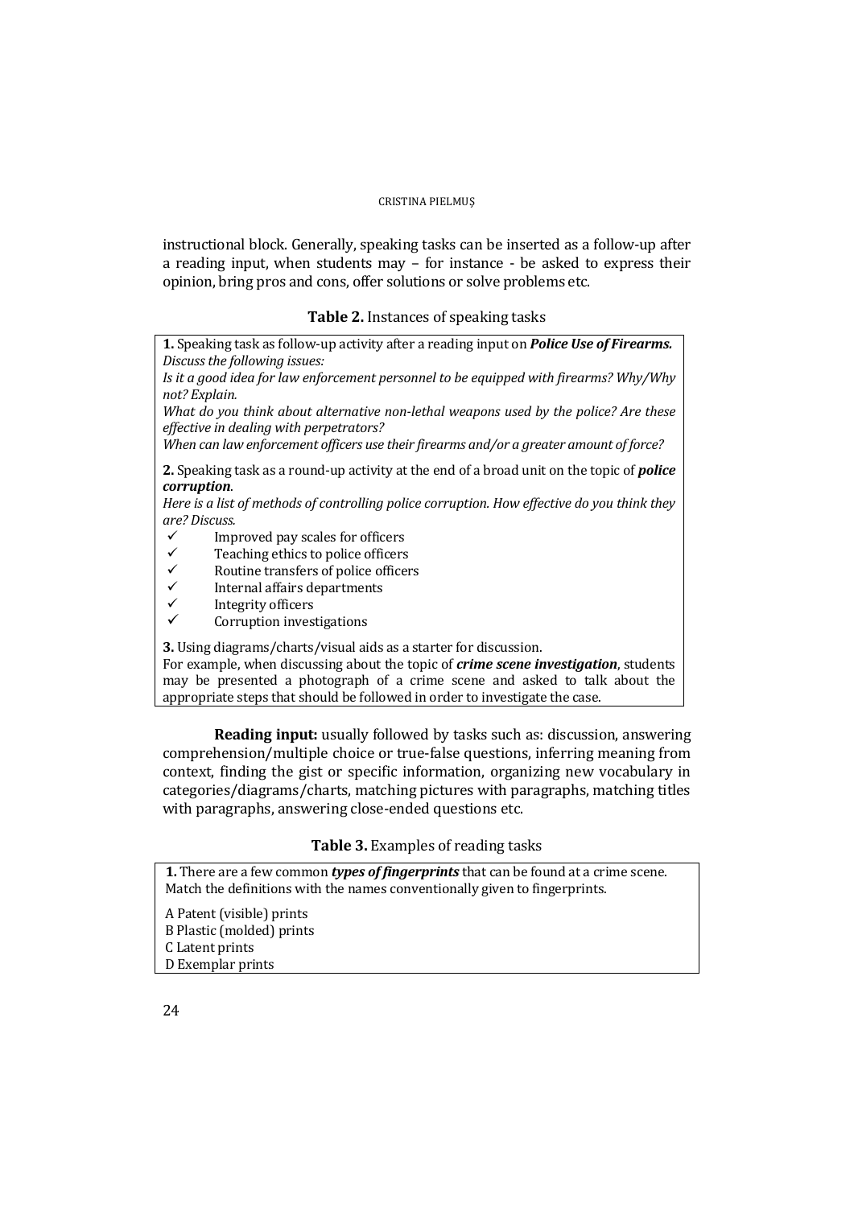instructional block. Generally, speaking tasks can be inserted as a follow-up after a reading input, when students may – for instance - be asked to express their opinion, bring pros and cons, offer solutions or solve problems etc.

**Table 2.** Instances of speaking tasks

**1.** Speaking task as follow-up activity after a reading input on ***Police Use of Firearms.***
*Discuss the following issues:*
*Is it a good idea for law enforcement personnel to be equipped with firearms? Why/Why not? Explain.*
*What do you think about alternative non-lethal weapons used by the police? Are these effective in dealing with perpetrators?*
*When can law enforcement officers use their firearms and/or a greater amount of force?*

**2.** Speaking task as a round-up activity at the end of a broad unit on the topic of ***police corruption***.
*Here is a list of methods of controlling police corruption. How effective do you think they are? Discuss.*

- ✓ Improved pay scales for officers
- ✓ Teaching ethics to police officers
- ✓ Routine transfers of police officers
- ✓ Internal affairs departments
- ✓ Integrity officers
- ✓ Corruption investigations

**3.** Using diagrams/charts/visual aids as a starter for discussion.
For example, when discussing about the topic of ***crime scene investigation***, students may be presented a photograph of a crime scene and asked to talk about the appropriate steps that should be followed in order to investigate the case.

**Reading input:** usually followed by tasks such as: discussion, answering comprehension/multiple choice or true-false questions, inferring meaning from context, finding the gist or specific information, organizing new vocabulary in categories/diagrams/charts, matching pictures with paragraphs, matching titles with paragraphs, answering close-ended questions etc.

**Table 3.** Examples of reading tasks

**1.** There are a few common ***types of fingerprints*** that can be found at a crime scene. Match the definitions with the names conventionally given to fingerprints.

A Patent (visible) prints
B Plastic (molded) prints
C Latent prints
D Exemplar prints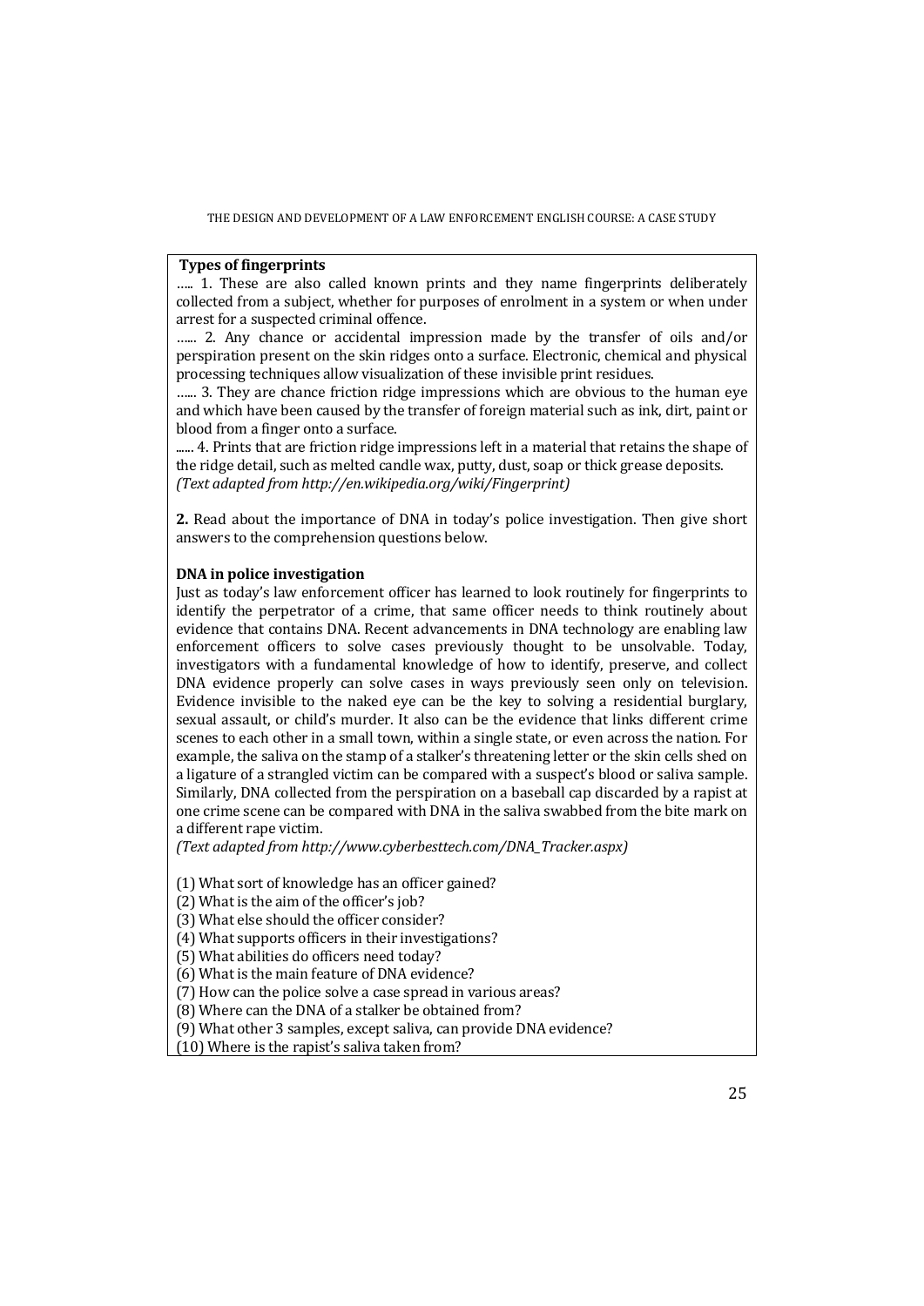**Types of fingerprints**

….. 1. These are also called known prints and they name fingerprints deliberately collected from a subject, whether for purposes of enrolment in a system or when under arrest for a suspected criminal offence.

…... 2. Any chance or accidental impression made by the transfer of oils and/or perspiration present on the skin ridges onto a surface. Electronic, chemical and physical processing techniques allow visualization of these invisible print residues.

…... 3. They are chance friction ridge impressions which are obvious to the human eye and which have been caused by the transfer of foreign material such as ink, dirt, paint or blood from a finger onto a surface.

...... 4. Prints that are friction ridge impressions left in a material that retains the shape of the ridge detail, such as melted candle wax, putty, dust, soap or thick grease deposits.

*(Text adapted from http://en.wikipedia.org/wiki/Fingerprint)*

**2.** Read about the importance of DNA in today's police investigation. Then give short answers to the comprehension questions below.

**DNA in police investigation**

Just as today's law enforcement officer has learned to look routinely for fingerprints to identify the perpetrator of a crime, that same officer needs to think routinely about evidence that contains DNA. Recent advancements in DNA technology are enabling law enforcement officers to solve cases previously thought to be unsolvable. Today, investigators with a fundamental knowledge of how to identify, preserve, and collect DNA evidence properly can solve cases in ways previously seen only on television. Evidence invisible to the naked eye can be the key to solving a residential burglary, sexual assault, or child's murder. It also can be the evidence that links different crime scenes to each other in a small town, within a single state, or even across the nation. For example, the saliva on the stamp of a stalker's threatening letter or the skin cells shed on a ligature of a strangled victim can be compared with a suspect's blood or saliva sample. Similarly, DNA collected from the perspiration on a baseball cap discarded by a rapist at one crime scene can be compared with DNA in the saliva swabbed from the bite mark on a different rape victim.

*(Text adapted from http://www.cyberbesttech.com/DNA_Tracker.aspx)*

(1) What sort of knowledge has an officer gained?
(2) What is the aim of the officer's job?
(3) What else should the officer consider?
(4) What supports officers in their investigations?
(5) What abilities do officers need today?
(6) What is the main feature of DNA evidence?
(7) How can the police solve a case spread in various areas?
(8) Where can the DNA of a stalker be obtained from?
(9) What other 3 samples, except saliva, can provide DNA evidence?
(10) Where is the rapist's saliva taken from?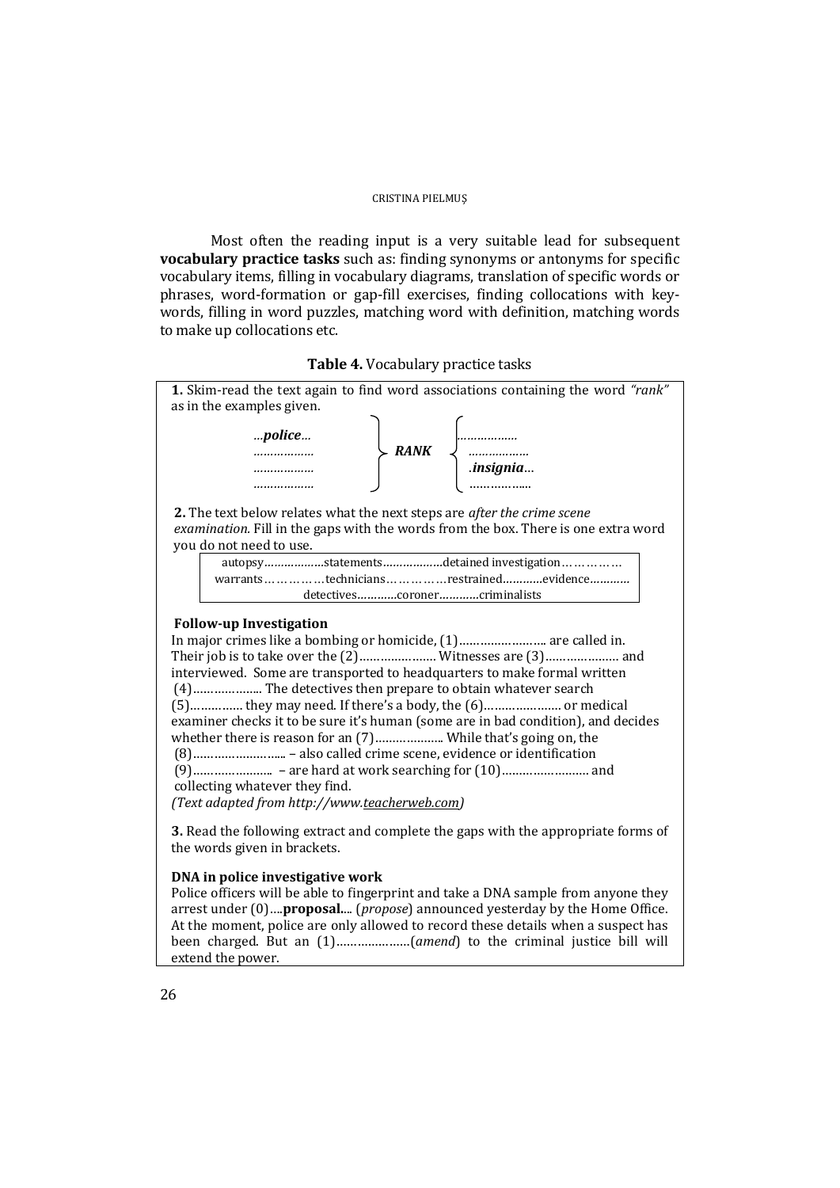Most often the reading input is a very suitable lead for subsequent **vocabulary practice tasks** such as: finding synonyms or antonyms for specific vocabulary items, filling in vocabulary diagrams, translation of specific words or phrases, word-formation or gap-fill exercises, finding collocations with key-words, filling in word puzzles, matching word with definition, matching words to make up collocations etc.

**Table 4.** Vocabulary practice tasks

**1.** Skim-read the text again to find word associations containing the word *"rank"* as in the examples given.

| | | |
|---|---|---|
| …***police***… | | ……………… |
| ……………… | ***RANK*** | ……………… |
| ……………… | | .***insignia***… |
| ……………… | | …………….. |

**2.** The text below relates what the next steps are *after the crime scene examination.* Fill in the gaps with the words from the box. There is one extra word you do not need to use.

autopsy………………statements………………detained investigation……………
warrants……………technicians……………restrained…………evidence…………
detectives…………coroner…………criminalists

**Follow-up Investigation**

In major crimes like a bombing or homicide, (1)…………………… are called in. Their job is to take over the (2)…………………. Witnesses are (3)………………… and interviewed. Some are transported to headquarters to make formal written (4)……………….. The detectives then prepare to obtain whatever search (5)………….. they may need. If there's a body, the (6)…………………. or medical examiner checks it to be sure it's human (some are in bad condition), and decides whether there is reason for an (7)……………….. While that's going on, the (8)…………………….. – also called crime scene, evidence or identification (9)………………….. – are hard at work searching for (10)……………………. and collecting whatever they find.

*(Text adapted from http://www.teacherweb.com)*

**3.** Read the following extract and complete the gaps with the appropriate forms of the words given in brackets.

**DNA in police investigative work**

Police officers will be able to fingerprint and take a DNA sample from anyone they arrest under (0)….**proposal**.... (*propose*) announced yesterday by the Home Office. At the moment, police are only allowed to record these details when a suspect has been charged. But an (1)…………………(*amend*) to the criminal justice bill will extend the power.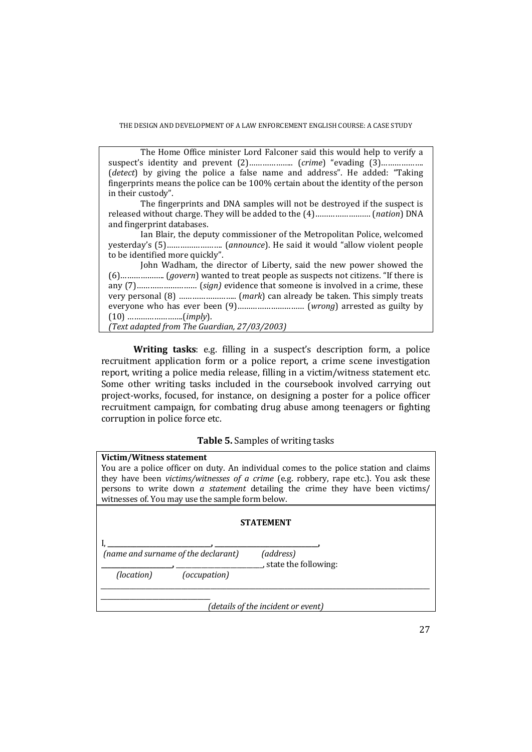The Home Office minister Lord Falconer said this would help to verify a suspect's identity and prevent (2)……………….. (*crime*) "evading (3)……………… (*detect*) by giving the police a false name and address". He added: "Taking fingerprints means the police can be 100% certain about the identity of the person in their custody".

The fingerprints and DNA samples will not be destroyed if the suspect is released without charge. They will be added to the (4)…………………… (*nation*) DNA and fingerprint databases.

Ian Blair, the deputy commissioner of the Metropolitan Police, welcomed yesterday's (5)………………….. (*announce*). He said it would "allow violent people to be identified more quickly".

John Wadham, the director of Liberty, said the new power showed the (6)……………….. (*govern*) wanted to treat people as suspects not citizens. "If there is any (7)……………………… (*sign)* evidence that someone is involved in a crime, these very personal (8) …………………….. (*mark*) can already be taken. This simply treats everyone who has ever been (9)………………………… (*wrong*) arrested as guilty by (10) ……………………..(*imply*).

*(Text adapted from The Guardian, 27/03/2003)*

**Writing tasks**: e.g. filling in a suspect's description form, a police recruitment application form or a police report, a crime scene investigation report, writing a police media release, filling in a victim/witness statement etc. Some other writing tasks included in the coursebook involved carrying out project-works, focused, for instance, on designing a poster for a police officer recruitment campaign, for combating drug abuse among teenagers or fighting corruption in police force etc.

**Table 5.** Samples of writing tasks

**Victim/Witness statement**

You are a police officer on duty. An individual comes to the police station and claims they have been *victims/witnesses of a crime* (e.g. robbery, rape etc.). You ask these persons to write down *a statement* detailing the crime they have been victims/ witnesses of. You may use the sample form below.

**STATEMENT**

I, ____________________, ____________________,
*(name and surname of the declarant)* *(address)*

____________________, ____________________, state the following:
*(location)* *(occupation)*

________________________________________________________________________

____________________

*(details of the incident or event)*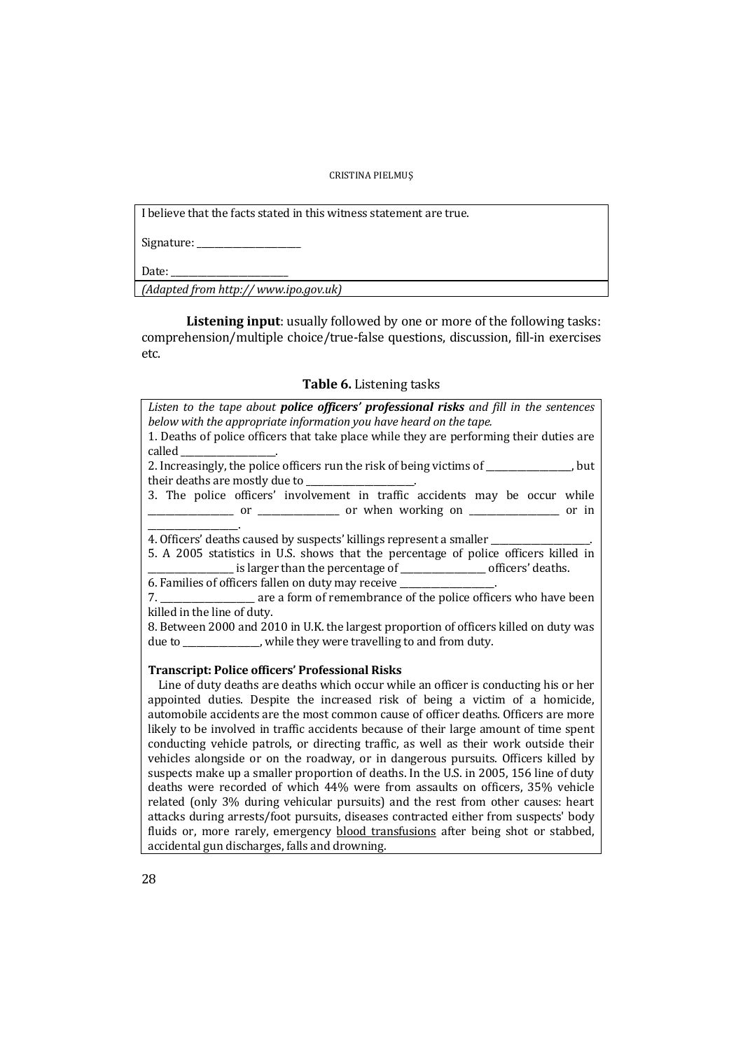I believe that the facts stated in this witness statement are true.

Signature: ___________________

Date: ______________________

*(Adapted from http:// www.ipo.gov.uk)*

**Listening input**: usually followed by one or more of the following tasks: comprehension/multiple choice/true-false questions, discussion, fill-in exercises etc.

**Table 6.** Listening tasks

*Listen to the tape about **police officers' professional risks** and fill in the sentences below with the appropriate information you have heard on the tape.*

1. Deaths of police officers that take place while they are performing their duties are called ________________.
2. Increasingly, the police officers run the risk of being victims of _______________, but their deaths are mostly due to ___________________.
3. The police officers' involvement in traffic accidents may be occur while _______________ or ______________ or when working on _______________ or in _______________.
4. Officers' deaths caused by suspects' killings represent a smaller _________________.
5. A 2005 statistics in U.S. shows that the percentage of police officers killed in _______________ is larger than the percentage of _______________ officers' deaths.
6. Families of officers fallen on duty may receive ________________.
7. ________________ are a form of remembrance of the police officers who have been killed in the line of duty.
8. Between 2000 and 2010 in U.K. the largest proportion of officers killed on duty was due to ______________, while they were travelling to and from duty.

**Transcript: Police officers' Professional Risks**

Line of duty deaths are deaths which occur while an officer is conducting his or her appointed duties. Despite the increased risk of being a victim of a homicide, automobile accidents are the most common cause of officer deaths. Officers are more likely to be involved in traffic accidents because of their large amount of time spent conducting vehicle patrols, or directing traffic, as well as their work outside their vehicles alongside or on the roadway, or in dangerous pursuits. Officers killed by suspects make up a smaller proportion of deaths. In the U.S. in 2005, 156 line of duty deaths were recorded of which 44% were from assaults on officers, 35% vehicle related (only 3% during vehicular pursuits) and the rest from other causes: heart attacks during arrests/foot pursuits, diseases contracted either from suspects' body fluids or, more rarely, emergency blood transfusions after being shot or stabbed, accidental gun discharges, falls and drowning.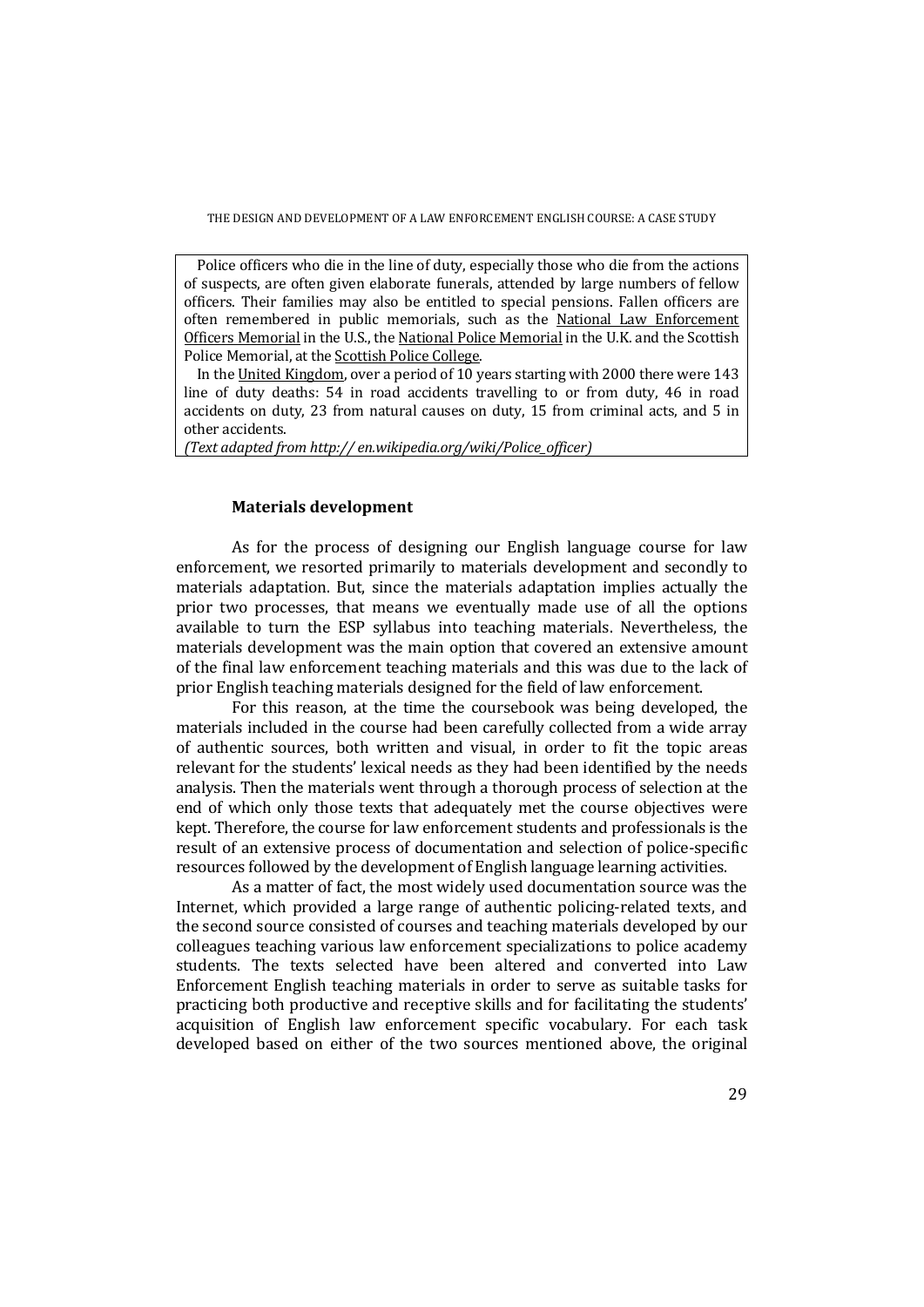Police officers who die in the line of duty, especially those who die from the actions of suspects, are often given elaborate funerals, attended by large numbers of fellow officers. Their families may also be entitled to special pensions. Fallen officers are often remembered in public memorials, such as the National Law Enforcement Officers Memorial in the U.S., the National Police Memorial in the U.K. and the Scottish Police Memorial, at the Scottish Police College.

In the United Kingdom, over a period of 10 years starting with 2000 there were 143 line of duty deaths: 54 in road accidents travelling to or from duty, 46 in road accidents on duty, 23 from natural causes on duty, 15 from criminal acts, and 5 in other accidents.

*(Text adapted from http:// en.wikipedia.org/wiki/Police_officer)*

### Materials development

As for the process of designing our English language course for law enforcement, we resorted primarily to materials development and secondly to materials adaptation. But, since the materials adaptation implies actually the prior two processes, that means we eventually made use of all the options available to turn the ESP syllabus into teaching materials. Nevertheless, the materials development was the main option that covered an extensive amount of the final law enforcement teaching materials and this was due to the lack of prior English teaching materials designed for the field of law enforcement.

For this reason, at the time the coursebook was being developed, the materials included in the course had been carefully collected from a wide array of authentic sources, both written and visual, in order to fit the topic areas relevant for the students' lexical needs as they had been identified by the needs analysis. Then the materials went through a thorough process of selection at the end of which only those texts that adequately met the course objectives were kept. Therefore, the course for law enforcement students and professionals is the result of an extensive process of documentation and selection of police-specific resources followed by the development of English language learning activities.

As a matter of fact, the most widely used documentation source was the Internet, which provided a large range of authentic policing-related texts, and the second source consisted of courses and teaching materials developed by our colleagues teaching various law enforcement specializations to police academy students. The texts selected have been altered and converted into Law Enforcement English teaching materials in order to serve as suitable tasks for practicing both productive and receptive skills and for facilitating the students' acquisition of English law enforcement specific vocabulary. For each task developed based on either of the two sources mentioned above, the original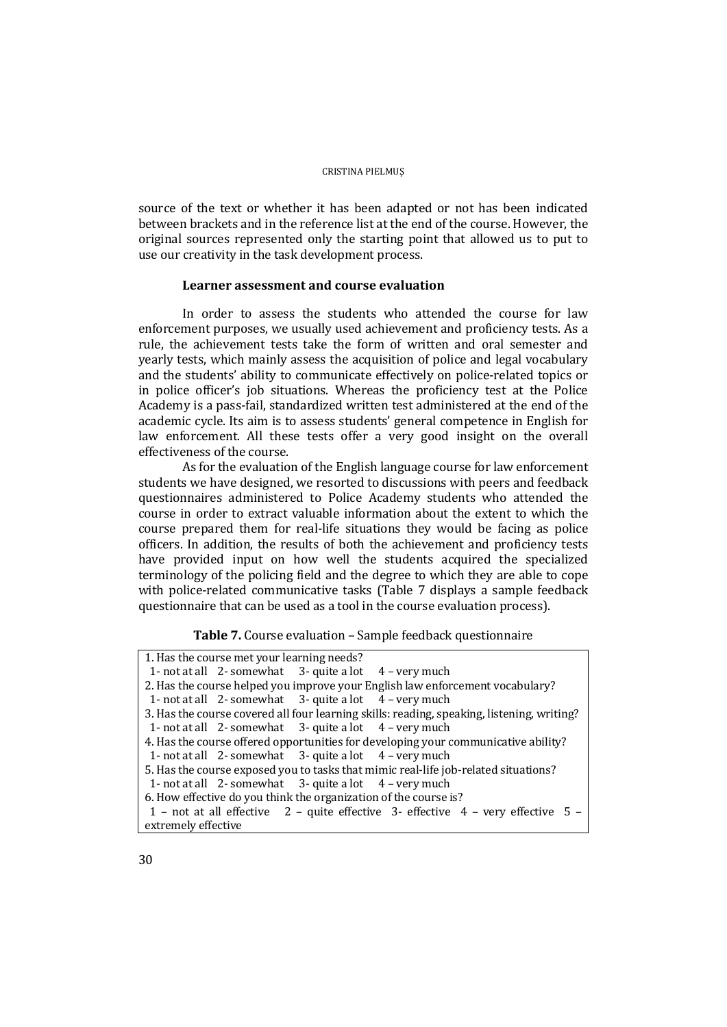source of the text or whether it has been adapted or not has been indicated between brackets and in the reference list at the end of the course. However, the original sources represented only the starting point that allowed us to put to use our creativity in the task development process.

### Learner assessment and course evaluation

In order to assess the students who attended the course for law enforcement purposes, we usually used achievement and proficiency tests. As a rule, the achievement tests take the form of written and oral semester and yearly tests, which mainly assess the acquisition of police and legal vocabulary and the students' ability to communicate effectively on police-related topics or in police officer's job situations. Whereas the proficiency test at the Police Academy is a pass-fail, standardized written test administered at the end of the academic cycle. Its aim is to assess students' general competence in English for law enforcement. All these tests offer a very good insight on the overall effectiveness of the course.

As for the evaluation of the English language course for law enforcement students we have designed, we resorted to discussions with peers and feedback questionnaires administered to Police Academy students who attended the course in order to extract valuable information about the extent to which the course prepared them for real-life situations they would be facing as police officers. In addition, the results of both the achievement and proficiency tests have provided input on how well the students acquired the specialized terminology of the policing field and the degree to which they are able to cope with police-related communicative tasks (Table 7 displays a sample feedback questionnaire that can be used as a tool in the course evaluation process).

**Table 7.** Course evaluation – Sample feedback questionnaire

| |
|---|
| 1. Has the course met your learning needs? |
| 1- not at all 2- somewhat 3- quite a lot 4 – very much |
| 2. Has the course helped you improve your English law enforcement vocabulary? |
| 1- not at all 2- somewhat 3- quite a lot 4 – very much |
| 3. Has the course covered all four learning skills: reading, speaking, listening, writing? |
| 1- not at all 2- somewhat 3- quite a lot 4 – very much |
| 4. Has the course offered opportunities for developing your communicative ability? |
| 1- not at all 2- somewhat 3- quite a lot 4 – very much |
| 5. Has the course exposed you to tasks that mimic real-life job-related situations? |
| 1- not at all 2- somewhat 3- quite a lot 4 – very much |
| 6. How effective do you think the organization of the course is? |
| 1 – not at all effective 2 – quite effective 3- effective 4 – very effective 5 – extremely effective |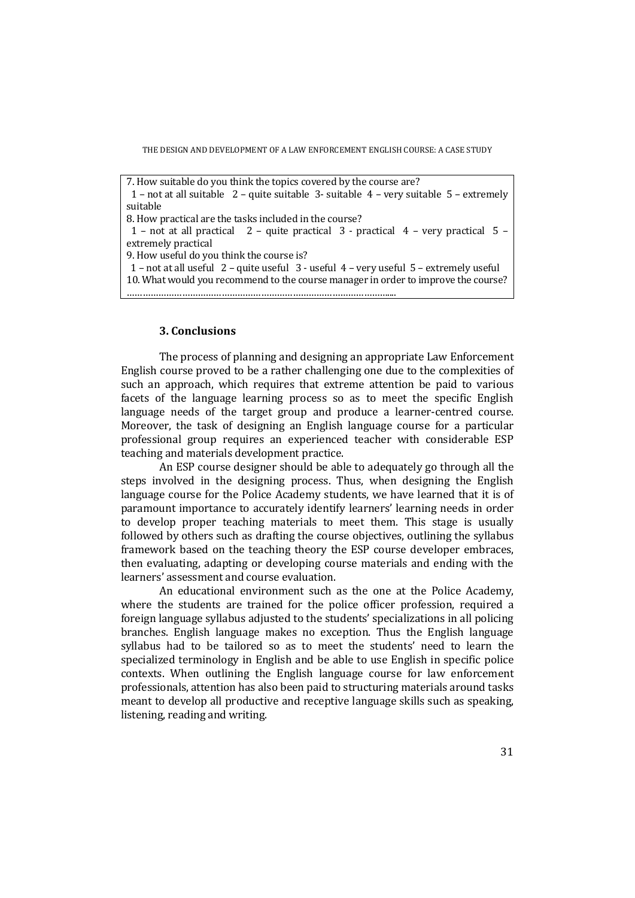7. How suitable do you think the topics covered by the course are?
1 – not at all suitable 2 – quite suitable 3- suitable 4 – very suitable 5 – extremely suitable
8. How practical are the tasks included in the course?
1 – not at all practical 2 – quite practical 3 - practical 4 – very practical 5 – extremely practical
9. How useful do you think the course is?
1 – not at all useful 2 – quite useful 3 - useful 4 – very useful 5 – extremely useful
10. What would you recommend to the course manager in order to improve the course?
……………………………………………………………………………………....

### 3. Conclusions

The process of planning and designing an appropriate Law Enforcement English course proved to be a rather challenging one due to the complexities of such an approach, which requires that extreme attention be paid to various facets of the language learning process so as to meet the specific English language needs of the target group and produce a learner-centred course. Moreover, the task of designing an English language course for a particular professional group requires an experienced teacher with considerable ESP teaching and materials development practice.

An ESP course designer should be able to adequately go through all the steps involved in the designing process. Thus, when designing the English language course for the Police Academy students, we have learned that it is of paramount importance to accurately identify learners' learning needs in order to develop proper teaching materials to meet them. This stage is usually followed by others such as drafting the course objectives, outlining the syllabus framework based on the teaching theory the ESP course developer embraces, then evaluating, adapting or developing course materials and ending with the learners' assessment and course evaluation.

An educational environment such as the one at the Police Academy, where the students are trained for the police officer profession, required a foreign language syllabus adjusted to the students' specializations in all policing branches. English language makes no exception. Thus the English language syllabus had to be tailored so as to meet the students' need to learn the specialized terminology in English and be able to use English in specific police contexts. When outlining the English language course for law enforcement professionals, attention has also been paid to structuring materials around tasks meant to develop all productive and receptive language skills such as speaking, listening, reading and writing.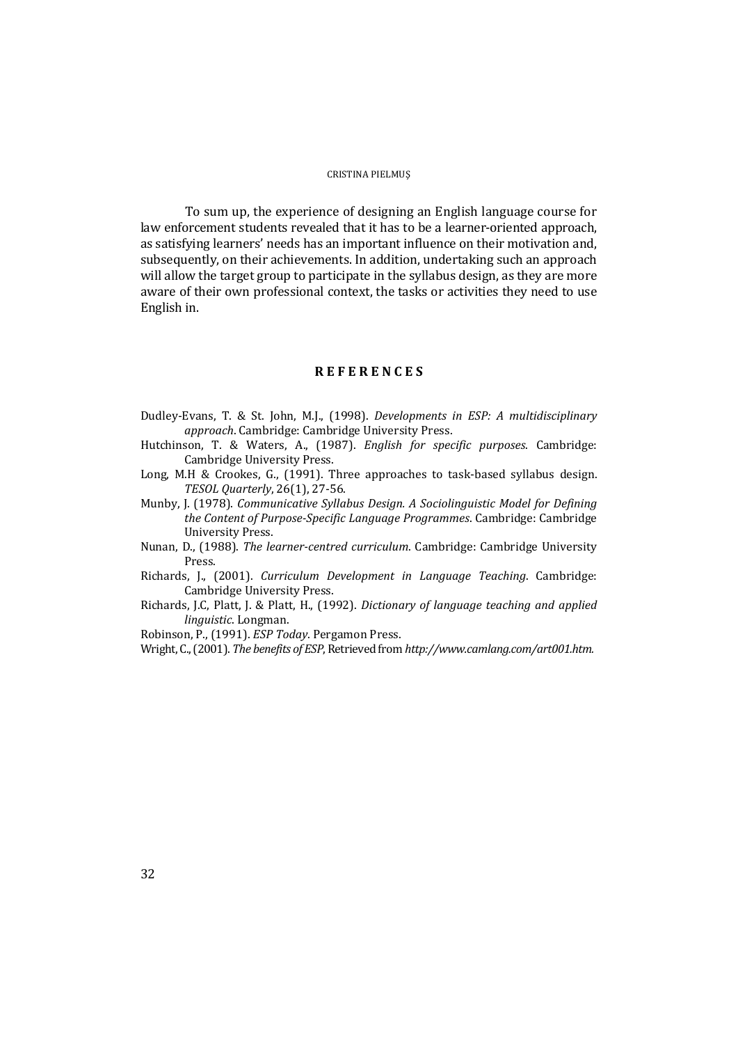To sum up, the experience of designing an English language course for law enforcement students revealed that it has to be a learner-oriented approach, as satisfying learners' needs has an important influence on their motivation and, subsequently, on their achievements. In addition, undertaking such an approach will allow the target group to participate in the syllabus design, as they are more aware of their own professional context, the tasks or activities they need to use English in.

## REFERENCES

Dudley-Evans, T. & St. John, M.J., (1998). *Developments in ESP: A multidisciplinary approach*. Cambridge: Cambridge University Press.

Hutchinson, T. & Waters, A., (1987). *English for specific purposes*. Cambridge: Cambridge University Press.

Long, M.H & Crookes, G., (1991). Three approaches to task-based syllabus design. *TESOL Quarterly*, 26(1), 27-56.

Munby, J. (1978). *Communicative Syllabus Design. A Sociolinguistic Model for Defining the Content of Purpose-Specific Language Programmes*. Cambridge: Cambridge University Press.

Nunan, D., (1988). *The learner-centred curriculum*. Cambridge: Cambridge University Press.

Richards, J., (2001). *Curriculum Development in Language Teaching*. Cambridge: Cambridge University Press.

Richards, J.C, Platt, J. & Platt, H., (1992). *Dictionary of language teaching and applied linguistic*. Longman.

Robinson, P., (1991). *ESP Today*. Pergamon Press.

Wright, C., (2001). *The benefits of ESP*, Retrieved from *http://www.camlang.com/art001.htm.*